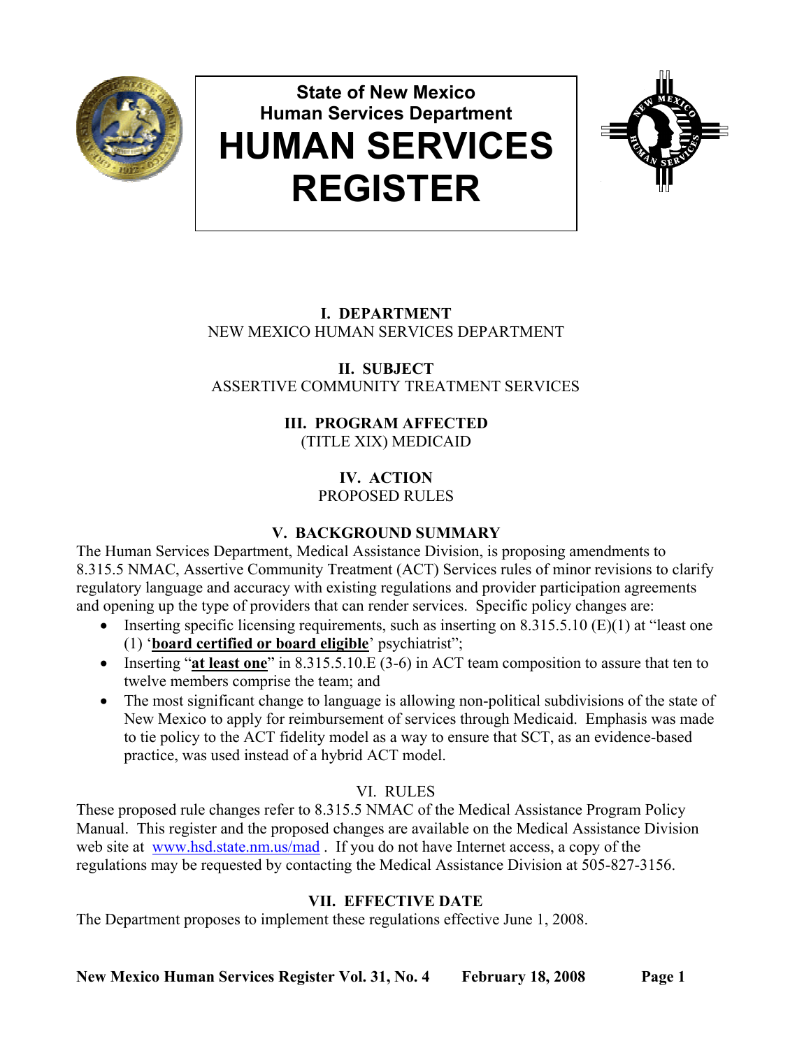# State of New Mexico
## Human Services Department
# HUMAN SERVICES REGISTER

### I. DEPARTMENT
NEW MEXICO HUMAN SERVICES DEPARTMENT

### II. SUBJECT
ASSERTIVE COMMUNITY TREATMENT SERVICES

### III. PROGRAM AFFECTED
(TITLE XIX) MEDICAID

### IV. ACTION
PROPOSED RULES

### V. BACKGROUND SUMMARY
The Human Services Department, Medical Assistance Division, is proposing amendments to 8.315.5 NMAC, Assertive Community Treatment (ACT) Services rules of minor revisions to clarify regulatory language and accuracy with existing regulations and provider participation agreements and opening up the type of providers that can render services. Specific policy changes are:

- Inserting specific licensing requirements, such as inserting on 8.315.5.10 (E)(1) at "least one (1) '**board certified or board eligible**' psychiatrist";
- Inserting "**at least one**" in 8.315.5.10.E (3-6) in ACT team composition to assure that ten to twelve members comprise the team; and
- The most significant change to language is allowing non-political subdivisions of the state of New Mexico to apply for reimbursement of services through Medicaid. Emphasis was made to tie policy to the ACT fidelity model as a way to ensure that SCT, as an evidence-based practice, was used instead of a hybrid ACT model.

### VI. RULES
These proposed rule changes refer to 8.315.5 NMAC of the Medical Assistance Program Policy Manual. This register and the proposed changes are available on the Medical Assistance Division web site at www.hsd.state.nm.us/mad . If you do not have Internet access, a copy of the regulations may be requested by contacting the Medical Assistance Division at 505-827-3156.

### VII. EFFECTIVE DATE
The Department proposes to implement these regulations effective June 1, 2008.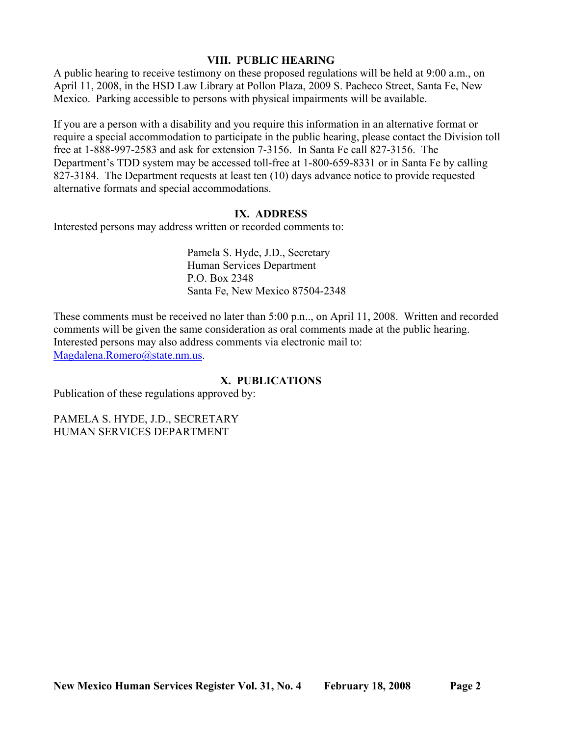## VIII. PUBLIC HEARING

A public hearing to receive testimony on these proposed regulations will be held at 9:00 a.m., on April 11, 2008, in the HSD Law Library at Pollon Plaza, 2009 S. Pacheco Street, Santa Fe, New Mexico. Parking accessible to persons with physical impairments will be available.

If you are a person with a disability and you require this information in an alternative format or require a special accommodation to participate in the public hearing, please contact the Division toll free at 1-888-997-2583 and ask for extension 7-3156. In Santa Fe call 827-3156. The Department's TDD system may be accessed toll-free at 1-800-659-8331 or in Santa Fe by calling 827-3184. The Department requests at least ten (10) days advance notice to provide requested alternative formats and special accommodations.

## IX. ADDRESS

Interested persons may address written or recorded comments to:

Pamela S. Hyde, J.D., Secretary
Human Services Department
P.O. Box 2348
Santa Fe, New Mexico 87504-2348

These comments must be received no later than 5:00 p.n.., on April 11, 2008. Written and recorded comments will be given the same consideration as oral comments made at the public hearing. Interested persons may also address comments via electronic mail to: Magdalena.Romero@state.nm.us.

## X. PUBLICATIONS

Publication of these regulations approved by:

PAMELA S. HYDE, J.D., SECRETARY
HUMAN SERVICES DEPARTMENT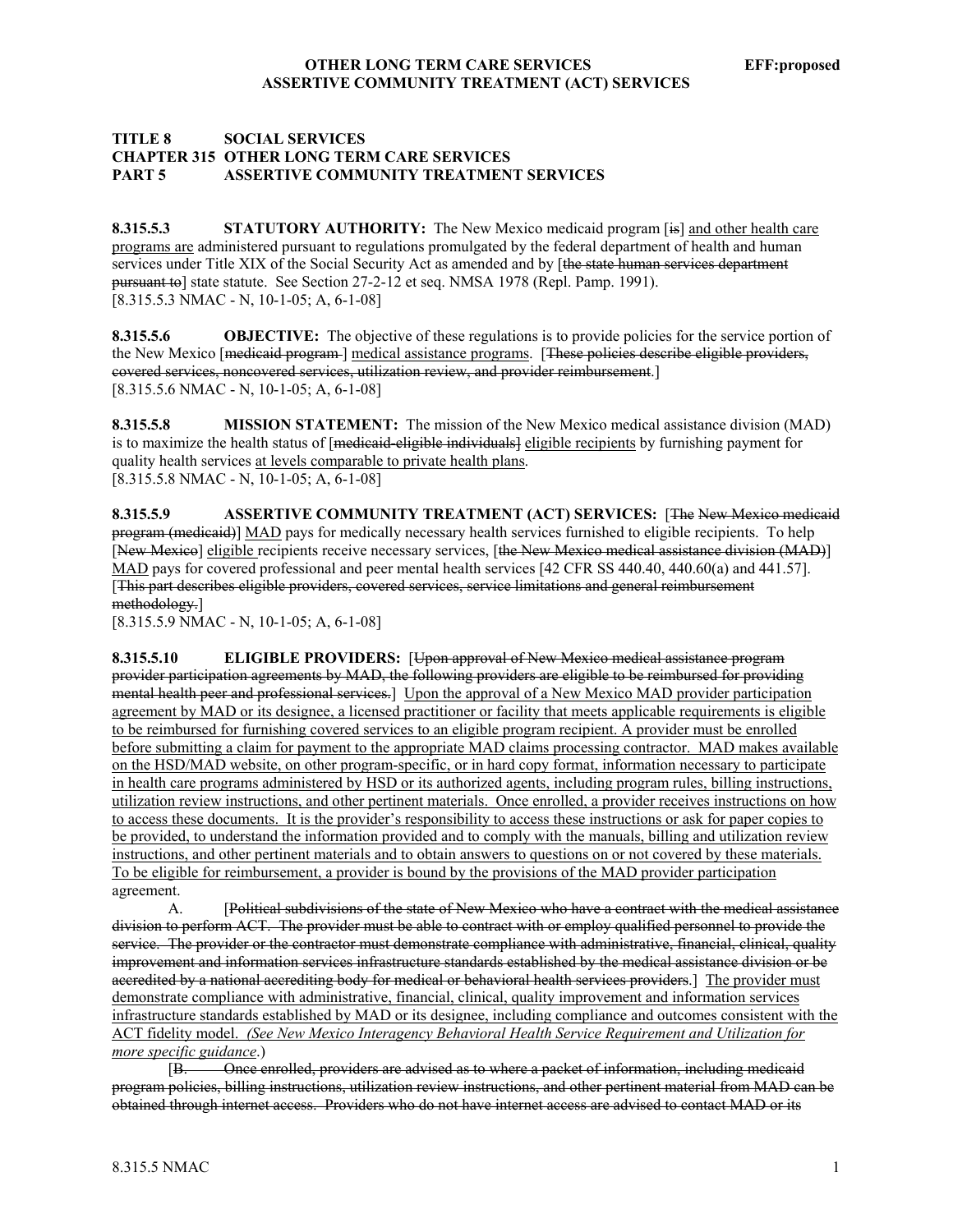**TITLE 8 SOCIAL SERVICES**
**CHAPTER 315 OTHER LONG TERM CARE SERVICES**
**PART 5 ASSERTIVE COMMUNITY TREATMENT SERVICES**

**8.315.5.3 STATUTORY AUTHORITY:** The New Mexico medicaid program [~~is~~] <u>and other health care programs are</u> administered pursuant to regulations promulgated by the federal department of health and human services under Title XIX of the Social Security Act as amended and by [~~the state human services department pursuant to~~] state statute. See Section 27-2-12 et seq. NMSA 1978 (Repl. Pamp. 1991).
[8.315.5.3 NMAC - N, 10-1-05; A, 6-1-08]

**8.315.5.6 OBJECTIVE:** The objective of these regulations is to provide policies for the service portion of the New Mexico [~~medicaid program~~ ] <u>medical assistance programs</u>. [~~These policies describe eligible providers, covered services, noncovered services, utilization review, and provider reimbursement~~.]
[8.315.5.6 NMAC - N, 10-1-05; A, 6-1-08]

**8.315.5.8 MISSION STATEMENT:** The mission of the New Mexico medical assistance division (MAD) is to maximize the health status of [~~medicaid-eligible individuals~~] <u>eligible recipients</u> by furnishing payment for quality health services <u>at levels comparable to private health plans</u>.
[8.315.5.8 NMAC - N, 10-1-05; A, 6-1-08]

**8.315.5.9 ASSERTIVE COMMUNITY TREATMENT (ACT) SERVICES:** [~~The New Mexico medicaid program (medicaid)~~] <u>MAD</u> pays for medically necessary health services furnished to eligible recipients. To help [~~New Mexico~~] <u>eligible</u> recipients receive necessary services, [~~the New Mexico medical assistance division (MAD)~~] <u>MAD</u> pays for covered professional and peer mental health services [42 CFR SS 440.40, 440.60(a) and 441.57]. [~~This part describes eligible providers, covered services, service limitations and general reimbursement methodology.~~]
[8.315.5.9 NMAC - N, 10-1-05; A, 6-1-08]

**8.315.5.10 ELIGIBLE PROVIDERS:** [~~Upon approval of New Mexico medical assistance program provider participation agreements by MAD, the following providers are eligible to be reimbursed for providing mental health peer and professional services.~~] <u>Upon the approval of a New Mexico MAD provider participation agreement by MAD or its designee, a licensed practitioner or facility that meets applicable requirements is eligible to be reimbursed for furnishing covered services to an eligible program recipient. A provider must be enrolled before submitting a claim for payment to the appropriate MAD claims processing contractor. MAD makes available on the HSD/MAD website, on other program-specific, or in hard copy format, information necessary to participate in health care programs administered by HSD or its authorized agents, including program rules, billing instructions, utilization review instructions, and other pertinent materials. Once enrolled, a provider receives instructions on how to access these documents. It is the provider's responsibility to access these instructions or ask for paper copies to be provided, to understand the information provided and to comply with the manuals, billing and utilization review instructions, and other pertinent materials and to obtain answers to questions on or not covered by these materials. To be eligible for reimbursement, a provider is bound by the provisions of the MAD provider participation</u> agreement.

A. [~~Political subdivisions of the state of New Mexico who have a contract with the medical assistance division to perform ACT. The provider must be able to contract with or employ qualified personnel to provide the service. The provider or the contractor must demonstrate compliance with administrative, financial, clinical, quality improvement and information services infrastructure standards established by the medical assistance division or be accredited by a national accrediting body for medical or behavioral health services providers~~.] <u>The provider must demonstrate compliance with administrative, financial, clinical, quality improvement and information services infrastructure standards established by MAD or its designee, including compliance and outcomes consistent with the ACT fidelity model.</u> <u>*(See New Mexico Interagency Behavioral Health Service Requirement and Utilization for more specific guidance*</u>.)

[~~B. Once enrolled, providers are advised as to where a packet of information, including medicaid program policies, billing instructions, utilization review instructions, and other pertinent material from MAD can be obtained through internet access. Providers who do not have internet access are advised to contact MAD or its~~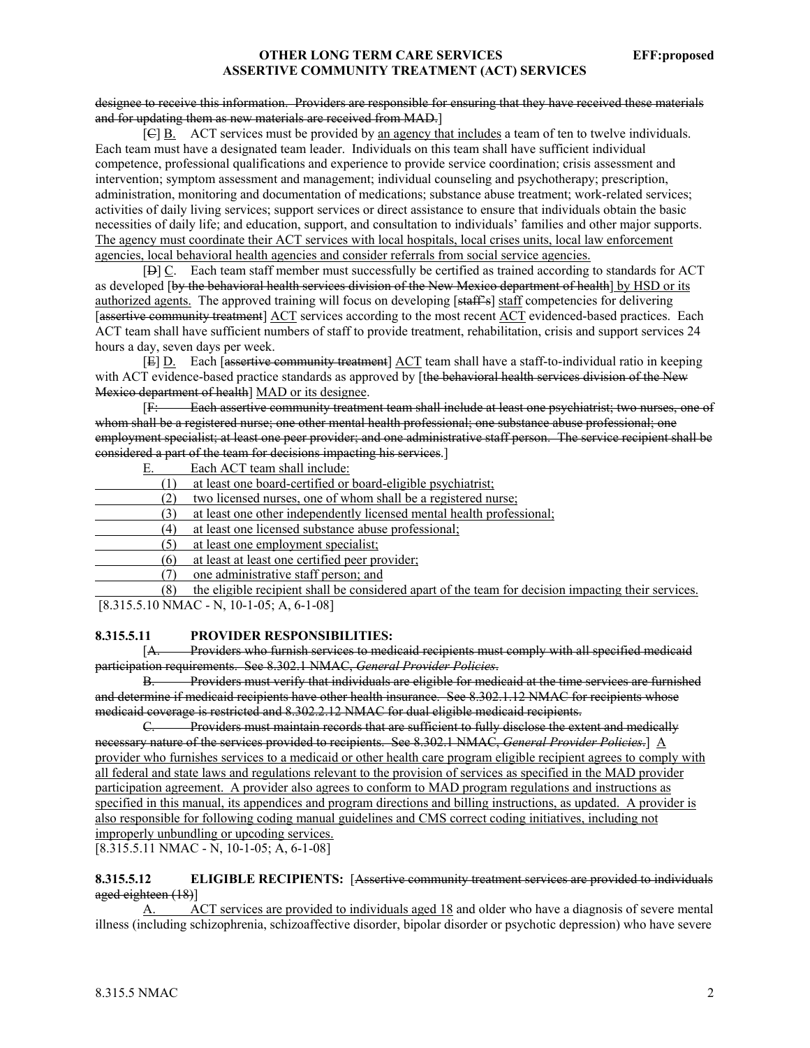~~designee to receive this information. Providers are responsible for ensuring that they have received these materials and for updating them as new materials are received from MAD.~~]

[~~C~~] <u>B.</u> ACT services must be provided by <u>an agency that includes</u> a team of ten to twelve individuals. Each team must have a designated team leader. Individuals on this team shall have sufficient individual competence, professional qualifications and experience to provide service coordination; crisis assessment and intervention; symptom assessment and management; individual counseling and psychotherapy; prescription, administration, monitoring and documentation of medications; substance abuse treatment; work-related services; activities of daily living services; support services or direct assistance to ensure that individuals obtain the basic necessities of daily life; and education, support, and consultation to individuals' families and other major supports. <u>The agency must coordinate their ACT services with local hospitals, local crises units, local law enforcement agencies, local behavioral health agencies and consider referrals from social service agencies.</u>

[~~D~~] <u>C.</u> Each team staff member must successfully be certified as trained according to standards for ACT as developed [~~by the behavioral health services division of the New Mexico department of health~~] <u>by HSD or its authorized agents.</u> The approved training will focus on developing [~~staff's~~] <u>staff</u> competencies for delivering [~~assertive community treatment~~] <u>ACT</u> services according to the most recent <u>ACT</u> evidenced-based practices. Each ACT team shall have sufficient numbers of staff to provide treatment, rehabilitation, crisis and support services 24 hours a day, seven days per week.

[~~E~~] <u>D.</u> Each [~~assertive community treatment~~] <u>ACT</u> team shall have a staff-to-individual ratio in keeping with ACT evidence-based practice standards as approved by [~~the behavioral health services division of the New Mexico department of health~~] <u>MAD or its designee</u>.

[~~F. Each assertive community treatment team shall include at least one psychiatrist; two nurses, one of whom shall be a registered nurse; one other mental health professional; one substance abuse professional; one employment specialist; at least one peer provider; and one administrative staff person. The service recipient shall be considered a part of the team for decisions impacting his services.~~]

<u>E. Each ACT team shall include:</u>

<u>(1) at least one board-certified or board-eligible psychiatrist;</u>

<u>(2) two licensed nurses, one of whom shall be a registered nurse;</u>

<u>(3) at least one other independently licensed mental health professional;</u>

<u>(4) at least one licensed substance abuse professional;</u>

<u>(5) at least one employment specialist;</u>

<u>(6) at least at least one certified peer provider;</u>

<u>(7) one administrative staff person; and</u>

<u>(8) the eligible recipient shall be considered apart of the team for decision impacting their services.</u>

[8.315.5.10 NMAC - N, 10-1-05; A, 6-1-08]

**8.315.5.11 PROVIDER RESPONSIBILITIES:**

[~~A. Providers who furnish services to medicaid recipients must comply with all specified medicaid participation requirements. See 8.302.1 NMAC,~~ ~~*General Provider Policies*~~.

~~B. Providers must verify that individuals are eligible for medicaid at the time services are furnished and determine if medicaid recipients have other health insurance. See 8.302.1.12 NMAC for recipients whose medicaid coverage is restricted and 8.302.2.12 NMAC for dual eligible medicaid recipients.~~

~~C. Providers must maintain records that are sufficient to fully disclose the extent and medically necessary nature of the services provided to recipients. See 8.302.1 NMAC,~~ ~~*General Provider Policies*~~.] <u>A provider who furnishes services to a medicaid or other health care program eligible recipient agrees to comply with all federal and state laws and regulations relevant to the provision of services as specified in the MAD provider participation agreement. A provider also agrees to conform to MAD program regulations and instructions as specified in this manual, its appendices and program directions and billing instructions, as updated. A provider is also responsible for following coding manual guidelines and CMS correct coding initiatives, including not improperly unbundling or upcoding services.</u>

[8.315.5.11 NMAC - N, 10-1-05; A, 6-1-08]

**8.315.5.12 ELIGIBLE RECIPIENTS:** [~~Assertive community treatment services are provided to individuals aged eighteen (18)~~]

<u>A. ACT services are provided to individuals aged 18</u> and older who have a diagnosis of severe mental illness (including schizophrenia, schizoaffective disorder, bipolar disorder or psychotic depression) who have severe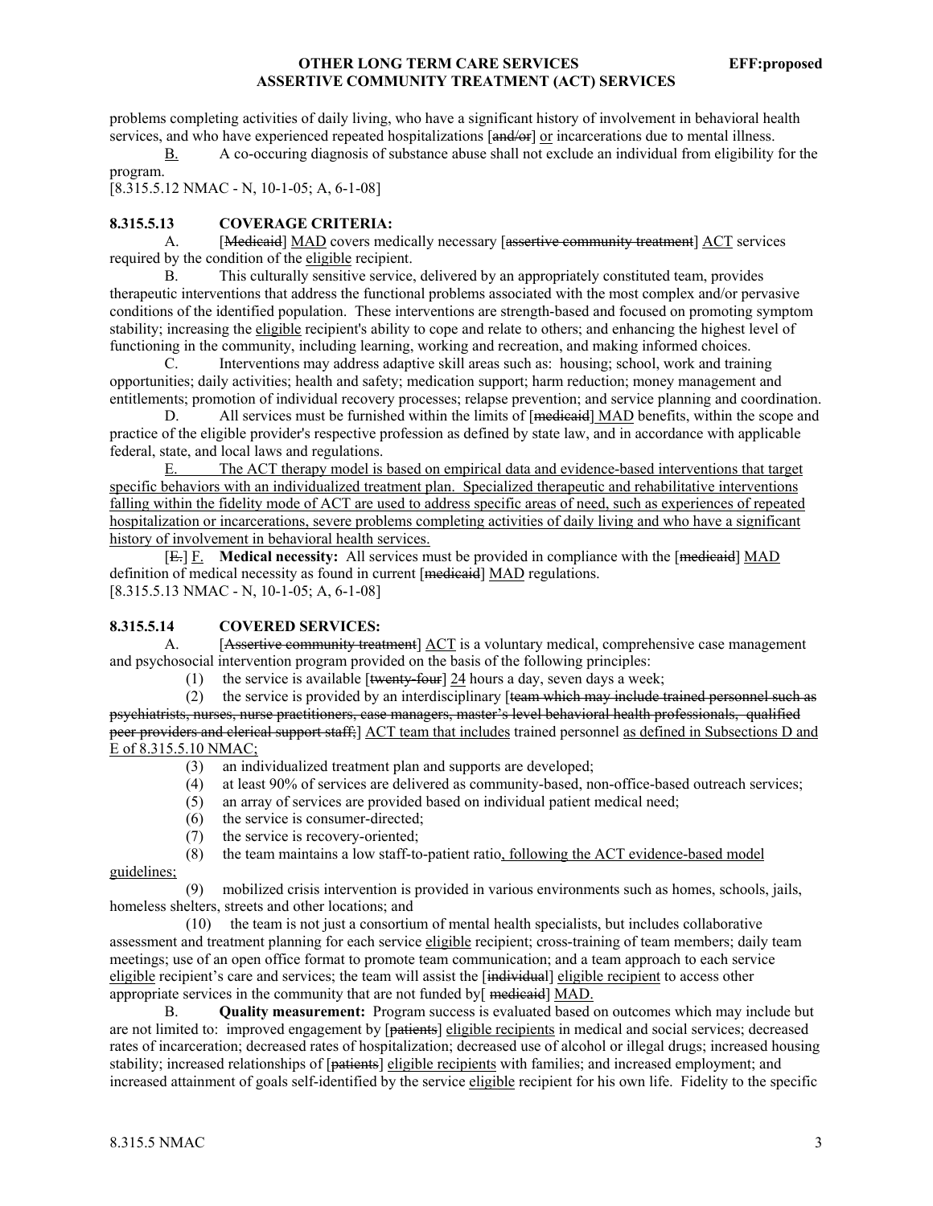problems completing activities of daily living, who have a significant history of involvement in behavioral health services, and who have experienced repeated hospitalizations [~~and/or~~] <u>or</u> incarcerations due to mental illness.

<u>B.</u> A co-occuring diagnosis of substance abuse shall not exclude an individual from eligibility for the program.

[8.315.5.12 NMAC - N, 10-1-05; A, 6-1-08]

**8.315.5.13 COVERAGE CRITERIA:**

A. [~~Medicaid~~] <u>MAD</u> covers medically necessary [~~assertive community treatment~~] <u>ACT</u> services required by the condition of the <u>eligible</u> recipient.

B. This culturally sensitive service, delivered by an appropriately constituted team, provides therapeutic interventions that address the functional problems associated with the most complex and/or pervasive conditions of the identified population. These interventions are strength-based and focused on promoting symptom stability; increasing the <u>eligible</u> recipient's ability to cope and relate to others; and enhancing the highest level of functioning in the community, including learning, working and recreation, and making informed choices.

C. Interventions may address adaptive skill areas such as: housing; school, work and training opportunities; daily activities; health and safety; medication support; harm reduction; money management and entitlements; promotion of individual recovery processes; relapse prevention; and service planning and coordination.

D. All services must be furnished within the limits of [~~medicaid~~] <u>MAD</u> benefits, within the scope and practice of the eligible provider's respective profession as defined by state law, and in accordance with applicable federal, state, and local laws and regulations.

<u>E. The ACT therapy model is based on empirical data and evidence-based interventions that target specific behaviors with an individualized treatment plan. Specialized therapeutic and rehabilitative interventions falling within the fidelity mode of ACT are used to address specific areas of need, such as experiences of repeated hospitalization or incarcerations, severe problems completing activities of daily living and who have a significant history of involvement in behavioral health services.</u>

[~~E.~~] <u>F.</u> **Medical necessity:** All services must be provided in compliance with the [~~medicaid~~] <u>MAD</u> definition of medical necessity as found in current [~~medicaid~~] <u>MAD</u> regulations.

[8.315.5.13 NMAC - N, 10-1-05; A, 6-1-08]

**8.315.5.14 COVERED SERVICES:**

A. [~~Assertive community treatment~~] <u>ACT</u> is a voluntary medical, comprehensive case management and psychosocial intervention program provided on the basis of the following principles:

(1) the service is available [~~twenty-four~~] <u>24</u> hours a day, seven days a week;

(2) the service is provided by an interdisciplinary [~~team which may include trained personnel such as psychiatrists, nurses, nurse practitioners, case managers, master's level behavioral health professionals, qualified peer providers and clerical support staff;~~] <u>ACT team that includes</u> trained personnel <u>as defined in Subsections D and E of 8.315.5.10 NMAC;</u>

(3) an individualized treatment plan and supports are developed;

(4) at least 90% of services are delivered as community-based, non-office-based outreach services;

(5) an array of services are provided based on individual patient medical need;

(6) the service is consumer-directed;

(7) the service is recovery-oriented;

(8) the team maintains a low staff-to-patient ratio<u>, following the ACT evidence-based model guidelines;</u>

(9) mobilized crisis intervention is provided in various environments such as homes, schools, jails, homeless shelters, streets and other locations; and

(10) the team is not just a consortium of mental health specialists, but includes collaborative assessment and treatment planning for each service <u>eligible</u> recipient; cross-training of team members; daily team meetings; use of an open office format to promote team communication; and a team approach to each service <u>eligible</u> recipient's care and services; the team will assist the [~~individual~~] <u>eligible recipient</u> to access other appropriate services in the community that are not funded by[ ~~medicaid~~] <u>MAD.</u>

B. **Quality measurement:** Program success is evaluated based on outcomes which may include but are not limited to: improved engagement by [~~patients~~] <u>eligible recipients</u> in medical and social services; decreased rates of incarceration; decreased rates of hospitalization; decreased use of alcohol or illegal drugs; increased housing stability; increased relationships of [~~patients~~] <u>eligible recipients</u> with families; and increased employment; and increased attainment of goals self-identified by the service <u>eligible</u> recipient for his own life. Fidelity to the specific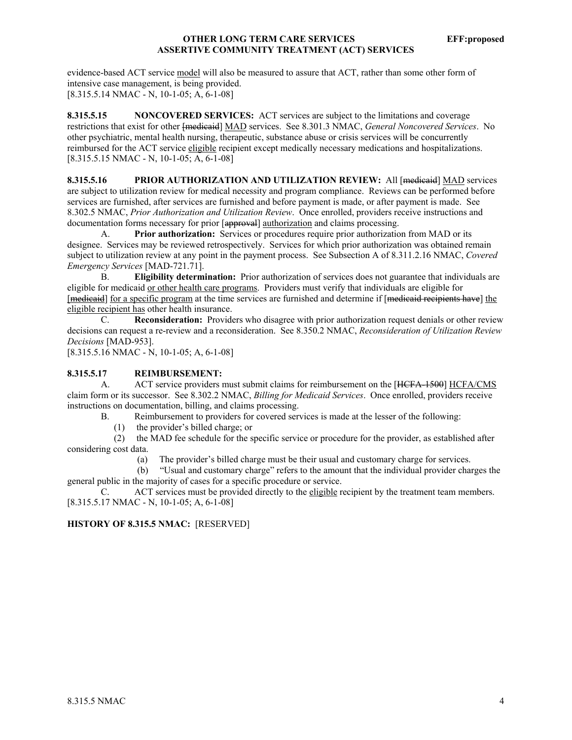evidence-based ACT service model will also be measured to assure that ACT, rather than some other form of intensive case management, is being provided.
[8.315.5.14 NMAC - N, 10-1-05; A, 6-1-08]

**8.315.5.15 NONCOVERED SERVICES:** ACT services are subject to the limitations and coverage restrictions that exist for other [~~medicaid~~] MAD services. See 8.301.3 NMAC, *General Noncovered Services*. No other psychiatric, mental health nursing, therapeutic, substance abuse or crisis services will be concurrently reimbursed for the ACT service eligible recipient except medically necessary medications and hospitalizations.
[8.315.5.15 NMAC - N, 10-1-05; A, 6-1-08]

**8.315.5.16 PRIOR AUTHORIZATION AND UTILIZATION REVIEW:** All [~~medicaid~~] MAD services are subject to utilization review for medical necessity and program compliance. Reviews can be performed before services are furnished, after services are furnished and before payment is made, or after payment is made. See 8.302.5 NMAC, *Prior Authorization and Utilization Review*. Once enrolled, providers receive instructions and documentation forms necessary for prior [~~approval~~] authorization and claims processing.

A. **Prior authorization:** Services or procedures require prior authorization from MAD or its designee. Services may be reviewed retrospectively. Services for which prior authorization was obtained remain subject to utilization review at any point in the payment process. See Subsection A of 8.311.2.16 NMAC, *Covered Emergency Services* [MAD-721.71].

B. **Eligibility determination:** Prior authorization of services does not guarantee that individuals are eligible for medicaid or other health care programs. Providers must verify that individuals are eligible for [~~medicaid~~] for a specific program at the time services are furnished and determine if [~~medicaid recipients have~~] the eligible recipient has other health insurance.

C. **Reconsideration:** Providers who disagree with prior authorization request denials or other review decisions can request a re-review and a reconsideration. See 8.350.2 NMAC, *Reconsideration of Utilization Review Decisions* [MAD-953].

[8.315.5.16 NMAC - N, 10-1-05; A, 6-1-08]

**8.315.5.17 REIMBURSEMENT:**

A. ACT service providers must submit claims for reimbursement on the [~~HCFA-1500~~] HCFA/CMS claim form or its successor. See 8.302.2 NMAC, *Billing for Medicaid Services*. Once enrolled, providers receive instructions on documentation, billing, and claims processing.

B. Reimbursement to providers for covered services is made at the lesser of the following:

(1) the provider's billed charge; or

(2) the MAD fee schedule for the specific service or procedure for the provider, as established after considering cost data.

(a) The provider's billed charge must be their usual and customary charge for services.

(b) "Usual and customary charge" refers to the amount that the individual provider charges the general public in the majority of cases for a specific procedure or service.

C. ACT services must be provided directly to the eligible recipient by the treatment team members.
[8.315.5.17 NMAC - N, 10-1-05; A, 6-1-08]

**HISTORY OF 8.315.5 NMAC:** [RESERVED]